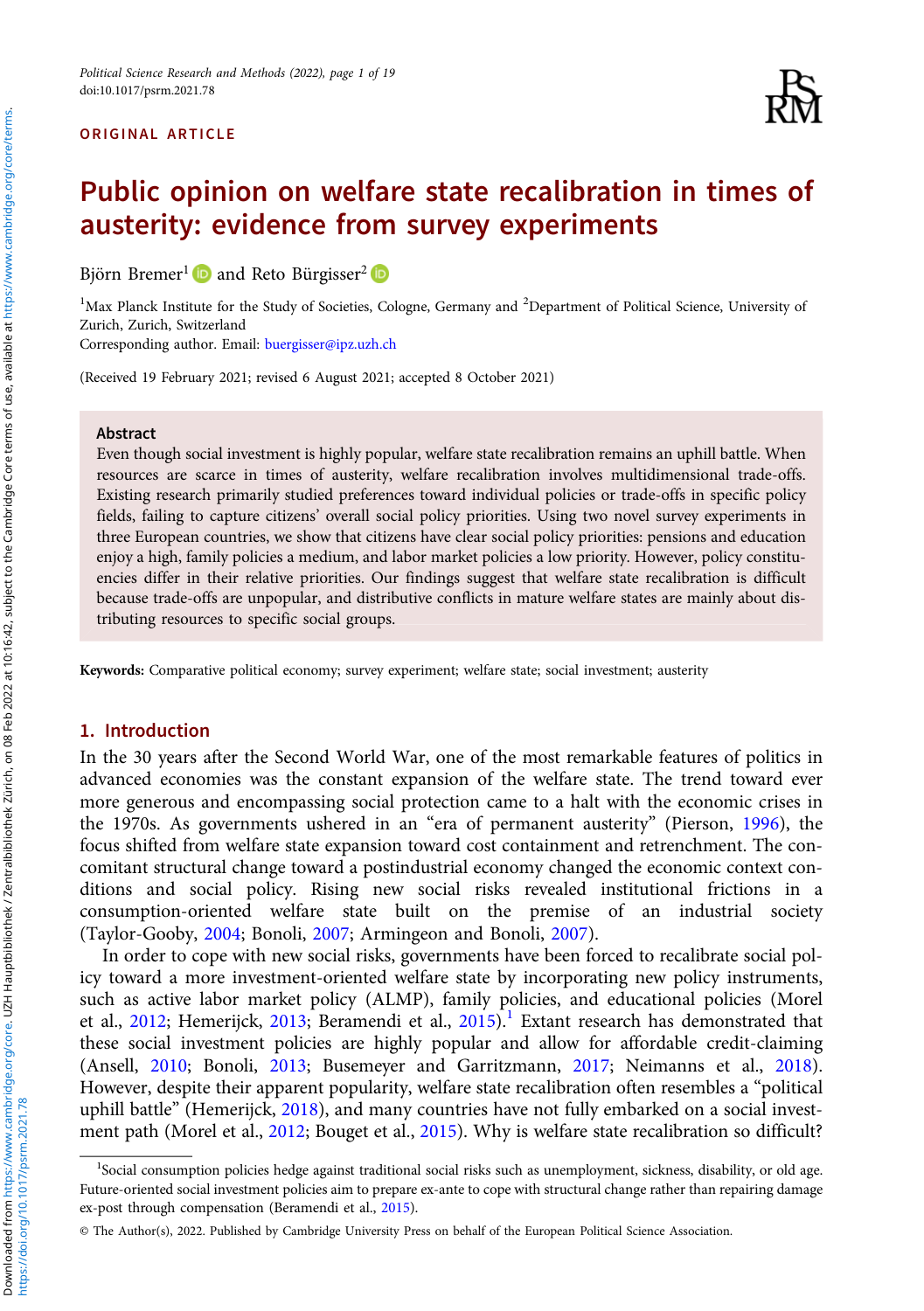ORIGINAL ARTICLE

# Public opinion on welfare state recalibration in times of austerity: evidence from survey experiments

Björn Bremer[1] and Reto Bürgisser[2]

[1]Max Planck Institute for the Study of Societies, Cologne, Germany and [2]Department of Political Science, University of Zurich, Zurich, Switzerland
Corresponding author. Email: buergisser@ipz.uzh.ch

(Received 19 February 2021; revised 6 August 2021; accepted 8 October 2021)

## Abstract

Even though social investment is highly popular, welfare state recalibration remains an uphill battle. When resources are scarce in times of austerity, welfare recalibration involves multidimensional trade-offs. Existing research primarily studied preferences toward individual policies or trade-offs in specific policy fields, failing to capture citizens' overall social policy priorities. Using two novel survey experiments in three European countries, we show that citizens have clear social policy priorities: pensions and education enjoy a high, family policies a medium, and labor market policies a low priority. However, policy constituencies differ in their relative priorities. Our findings suggest that welfare state recalibration is difficult because trade-offs are unpopular, and distributive conflicts in mature welfare states are mainly about distributing resources to specific social groups.

**Keywords:** Comparative political economy; survey experiment; welfare state; social investment; austerity

## 1. Introduction

In the 30 years after the Second World War, one of the most remarkable features of politics in advanced economies was the constant expansion of the welfare state. The trend toward ever more generous and encompassing social protection came to a halt with the economic crises in the 1970s. As governments ushered in an "era of permanent austerity" (Pierson, 1996), the focus shifted from welfare state expansion toward cost containment and retrenchment. The concomitant structural change toward a postindustrial economy changed the economic context conditions and social policy. Rising new social risks revealed institutional frictions in a consumption-oriented welfare state built on the premise of an industrial society (Taylor-Gooby, 2004; Bonoli, 2007; Armingeon and Bonoli, 2007).

In order to cope with new social risks, governments have been forced to recalibrate social policy toward a more investment-oriented welfare state by incorporating new policy instruments, such as active labor market policy (ALMP), family policies, and educational policies (Morel et al., 2012; Hemerijck, 2013; Beramendi et al., 2015).[1] Extant research has demonstrated that these social investment policies are highly popular and allow for affordable credit-claiming (Ansell, 2010; Bonoli, 2013; Busemeyer and Garritzmann, 2017; Neimanns et al., 2018). However, despite their apparent popularity, welfare state recalibration often resembles a "political uphill battle" (Hemerijck, 2018), and many countries have not fully embarked on a social investment path (Morel et al., 2012; Bouget et al., 2015). Why is welfare state recalibration so difficult?

[1]Social consumption policies hedge against traditional social risks such as unemployment, sickness, disability, or old age. Future-oriented social investment policies aim to prepare ex-ante to cope with structural change rather than repairing damage ex-post through compensation (Beramendi et al., 2015).

© The Author(s), 2022. Published by Cambridge University Press on behalf of the European Political Science Association.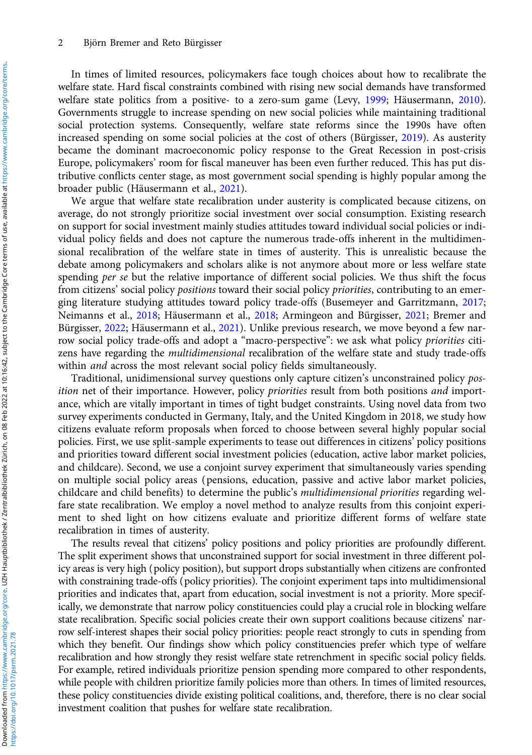In times of limited resources, policymakers face tough choices about how to recalibrate the welfare state. Hard fiscal constraints combined with rising new social demands have transformed welfare state politics from a positive- to a zero-sum game (Levy, 1999; Häusermann, 2010). Governments struggle to increase spending on new social policies while maintaining traditional social protection systems. Consequently, welfare state reforms since the 1990s have often increased spending on some social policies at the cost of others (Bürgisser, 2019). As austerity became the dominant macroeconomic policy response to the Great Recession in post-crisis Europe, policymakers' room for fiscal maneuver has been even further reduced. This has put distributive conflicts center stage, as most government social spending is highly popular among the broader public (Häusermann et al., 2021).

We argue that welfare state recalibration under austerity is complicated because citizens, on average, do not strongly prioritize social investment over social consumption. Existing research on support for social investment mainly studies attitudes toward individual social policies or individual policy fields and does not capture the numerous trade-offs inherent in the multidimensional recalibration of the welfare state in times of austerity. This is unrealistic because the debate among policymakers and scholars alike is not anymore about more or less welfare state spending *per se* but the relative importance of different social policies. We thus shift the focus from citizens' social policy *positions* toward their social policy *priorities*, contributing to an emerging literature studying attitudes toward policy trade-offs (Busemeyer and Garritzmann, 2017; Neimanns et al., 2018; Häusermann et al., 2018; Armingeon and Bürgisser, 2021; Bremer and Bürgisser, 2022; Häusermann et al., 2021). Unlike previous research, we move beyond a few narrow social policy trade-offs and adopt a "macro-perspective": we ask what policy *priorities* citizens have regarding the *multidimensional* recalibration of the welfare state and study trade-offs within *and* across the most relevant social policy fields simultaneously.

Traditional, unidimensional survey questions only capture citizen's unconstrained policy *position* net of their importance. However, policy *priorities* result from both positions *and* importance, which are vitally important in times of tight budget constraints. Using novel data from two survey experiments conducted in Germany, Italy, and the United Kingdom in 2018, we study how citizens evaluate reform proposals when forced to choose between several highly popular social policies. First, we use split-sample experiments to tease out differences in citizens' policy positions and priorities toward different social investment policies (education, active labor market policies, and childcare). Second, we use a conjoint survey experiment that simultaneously varies spending on multiple social policy areas (pensions, education, passive and active labor market policies, childcare and child benefits) to determine the public's *multidimensional priorities* regarding welfare state recalibration. We employ a novel method to analyze results from this conjoint experiment to shed light on how citizens evaluate and prioritize different forms of welfare state recalibration in times of austerity.

The results reveal that citizens' policy positions and policy priorities are profoundly different. The split experiment shows that unconstrained support for social investment in three different policy areas is very high (policy position), but support drops substantially when citizens are confronted with constraining trade-offs (policy priorities). The conjoint experiment taps into multidimensional priorities and indicates that, apart from education, social investment is not a priority. More specifically, we demonstrate that narrow policy constituencies could play a crucial role in blocking welfare state recalibration. Specific social policies create their own support coalitions because citizens' narrow self-interest shapes their social policy priorities: people react strongly to cuts in spending from which they benefit. Our findings show which policy constituencies prefer which type of welfare recalibration and how strongly they resist welfare state retrenchment in specific social policy fields. For example, retired individuals prioritize pension spending more compared to other respondents, while people with children prioritize family policies more than others. In times of limited resources, these policy constituencies divide existing political coalitions, and, therefore, there is no clear social investment coalition that pushes for welfare state recalibration.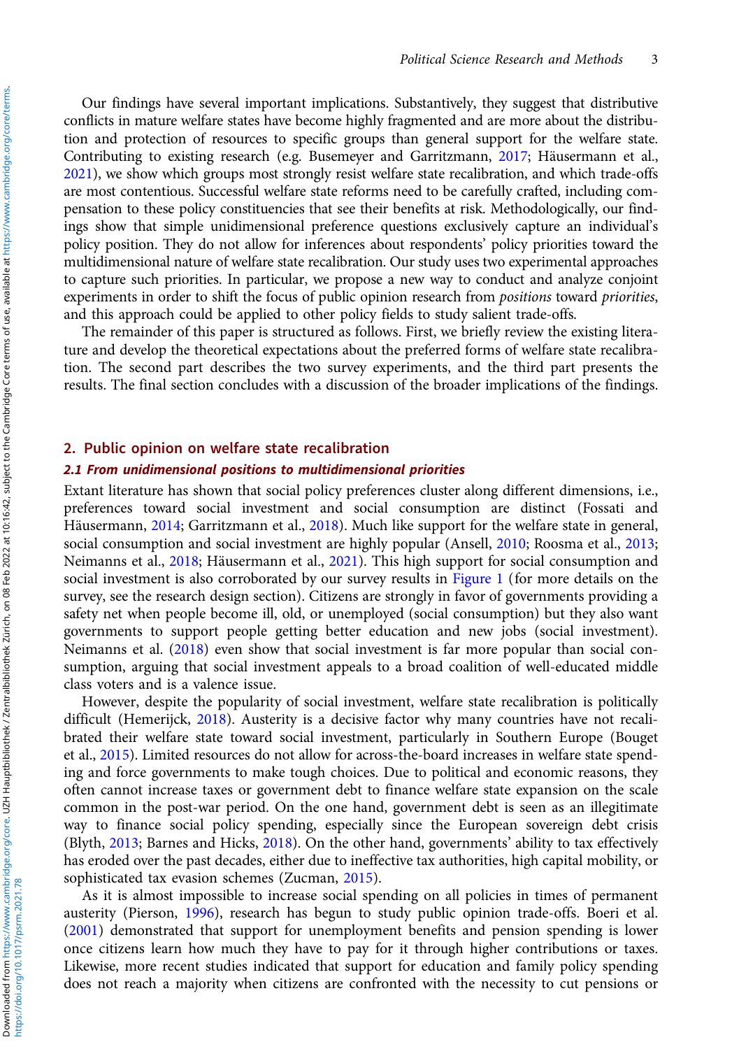Our findings have several important implications. Substantively, they suggest that distributive conflicts in mature welfare states have become highly fragmented and are more about the distribution and protection of resources to specific groups than general support for the welfare state. Contributing to existing research (e.g. Busemeyer and Garritzmann, 2017; Häusermann et al., 2021), we show which groups most strongly resist welfare state recalibration, and which trade-offs are most contentious. Successful welfare state reforms need to be carefully crafted, including compensation to these policy constituencies that see their benefits at risk. Methodologically, our findings show that simple unidimensional preference questions exclusively capture an individual's policy position. They do not allow for inferences about respondents' policy priorities toward the multidimensional nature of welfare state recalibration. Our study uses two experimental approaches to capture such priorities. In particular, we propose a new way to conduct and analyze conjoint experiments in order to shift the focus of public opinion research from *positions* toward *priorities*, and this approach could be applied to other policy fields to study salient trade-offs.

The remainder of this paper is structured as follows. First, we briefly review the existing literature and develop the theoretical expectations about the preferred forms of welfare state recalibration. The second part describes the two survey experiments, and the third part presents the results. The final section concludes with a discussion of the broader implications of the findings.

## 2. Public opinion on welfare state recalibration

### 2.1 From unidimensional positions to multidimensional priorities

Extant literature has shown that social policy preferences cluster along different dimensions, i.e., preferences toward social investment and social consumption are distinct (Fossati and Häusermann, 2014; Garritzmann et al., 2018). Much like support for the welfare state in general, social consumption and social investment are highly popular (Ansell, 2010; Roosma et al., 2013; Neimanns et al., 2018; Häusermann et al., 2021). This high support for social consumption and social investment is also corroborated by our survey results in Figure 1 (for more details on the survey, see the research design section). Citizens are strongly in favor of governments providing a safety net when people become ill, old, or unemployed (social consumption) but they also want governments to support people getting better education and new jobs (social investment). Neimanns et al. (2018) even show that social investment is far more popular than social consumption, arguing that social investment appeals to a broad coalition of well-educated middle class voters and is a valence issue.

However, despite the popularity of social investment, welfare state recalibration is politically difficult (Hemerijck, 2018). Austerity is a decisive factor why many countries have not recalibrated their welfare state toward social investment, particularly in Southern Europe (Bouget et al., 2015). Limited resources do not allow for across-the-board increases in welfare state spending and force governments to make tough choices. Due to political and economic reasons, they often cannot increase taxes or government debt to finance welfare state expansion on the scale common in the post-war period. On the one hand, government debt is seen as an illegitimate way to finance social policy spending, especially since the European sovereign debt crisis (Blyth, 2013; Barnes and Hicks, 2018). On the other hand, governments' ability to tax effectively has eroded over the past decades, either due to ineffective tax authorities, high capital mobility, or sophisticated tax evasion schemes (Zucman, 2015).

As it is almost impossible to increase social spending on all policies in times of permanent austerity (Pierson, 1996), research has begun to study public opinion trade-offs. Boeri et al. (2001) demonstrated that support for unemployment benefits and pension spending is lower once citizens learn how much they have to pay for it through higher contributions or taxes. Likewise, more recent studies indicated that support for education and family policy spending does not reach a majority when citizens are confronted with the necessity to cut pensions or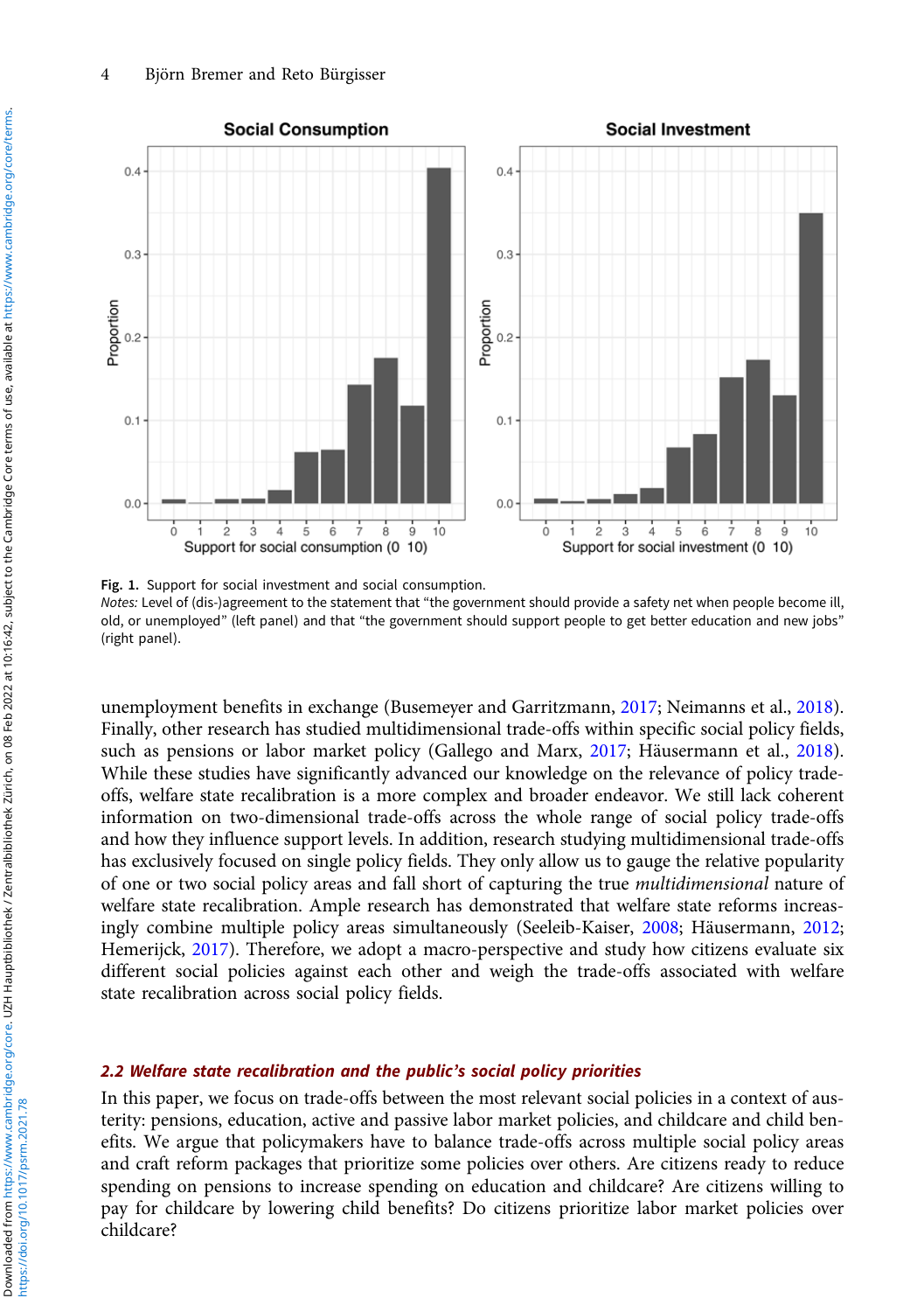Fig. 1. Support for social investment and social consumption.
*Notes:* Level of (dis-)agreement to the statement that "the government should provide a safety net when people become ill, old, or unemployed" (left panel) and that "the government should support people to get better education and new jobs" (right panel).

unemployment benefits in exchange (Busemeyer and Garritzmann, 2017; Neimanns et al., 2018). Finally, other research has studied multidimensional trade-offs within specific social policy fields, such as pensions or labor market policy (Gallego and Marx, 2017; Häusermann et al., 2018). While these studies have significantly advanced our knowledge on the relevance of policy trade-offs, welfare state recalibration is a more complex and broader endeavor. We still lack coherent information on two-dimensional trade-offs across the whole range of social policy trade-offs and how they influence support levels. In addition, research studying multidimensional trade-offs has exclusively focused on single policy fields. They only allow us to gauge the relative popularity of one or two social policy areas and fall short of capturing the true *multidimensional* nature of welfare state recalibration. Ample research has demonstrated that welfare state reforms increasingly combine multiple policy areas simultaneously (Seeleib-Kaiser, 2008; Häusermann, 2012; Hemerijck, 2017). Therefore, we adopt a macro-perspective and study how citizens evaluate six different social policies against each other and weigh the trade-offs associated with welfare state recalibration across social policy fields.

### 2.2 Welfare state recalibration and the public's social policy priorities

In this paper, we focus on trade-offs between the most relevant social policies in a context of austerity: pensions, education, active and passive labor market policies, and childcare and child benefits. We argue that policymakers have to balance trade-offs across multiple social policy areas and craft reform packages that prioritize some policies over others. Are citizens ready to reduce spending on pensions to increase spending on education and childcare? Are citizens willing to pay for childcare by lowering child benefits? Do citizens prioritize labor market policies over childcare?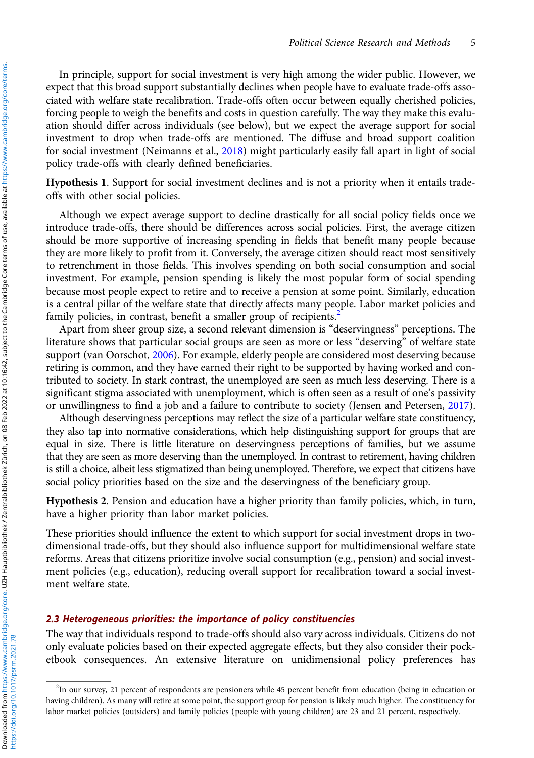In principle, support for social investment is very high among the wider public. However, we expect that this broad support substantially declines when people have to evaluate trade-offs associated with welfare state recalibration. Trade-offs often occur between equally cherished policies, forcing people to weigh the benefits and costs in question carefully. The way they make this evaluation should differ across individuals (see below), but we expect the average support for social investment to drop when trade-offs are mentioned. The diffuse and broad support coalition for social investment (Neimanns et al., 2018) might particularly easily fall apart in light of social policy trade-offs with clearly defined beneficiaries.

**Hypothesis 1**. Support for social investment declines and is not a priority when it entails trade-offs with other social policies.

Although we expect average support to decline drastically for all social policy fields once we introduce trade-offs, there should be differences across social policies. First, the average citizen should be more supportive of increasing spending in fields that benefit many people because they are more likely to profit from it. Conversely, the average citizen should react most sensitively to retrenchment in those fields. This involves spending on both social consumption and social investment. For example, pension spending is likely the most popular form of social spending because most people expect to retire and to receive a pension at some point. Similarly, education is a central pillar of the welfare state that directly affects many people. Labor market policies and family policies, in contrast, benefit a smaller group of recipients.[2]

Apart from sheer group size, a second relevant dimension is "deservingness" perceptions. The literature shows that particular social groups are seen as more or less "deserving" of welfare state support (van Oorschot, 2006). For example, elderly people are considered most deserving because retiring is common, and they have earned their right to be supported by having worked and contributed to society. In stark contrast, the unemployed are seen as much less deserving. There is a significant stigma associated with unemployment, which is often seen as a result of one's passivity or unwillingness to find a job and a failure to contribute to society (Jensen and Petersen, 2017).

Although deservingness perceptions may reflect the size of a particular welfare state constituency, they also tap into normative considerations, which help distinguishing support for groups that are equal in size. There is little literature on deservingness perceptions of families, but we assume that they are seen as more deserving than the unemployed. In contrast to retirement, having children is still a choice, albeit less stigmatized than being unemployed. Therefore, we expect that citizens have social policy priorities based on the size and the deservingness of the beneficiary group.

**Hypothesis 2**. Pension and education have a higher priority than family policies, which, in turn, have a higher priority than labor market policies.

These priorities should influence the extent to which support for social investment drops in two-dimensional trade-offs, but they should also influence support for multidimensional welfare state reforms. Areas that citizens prioritize involve social consumption (e.g., pension) and social investment policies (e.g., education), reducing overall support for recalibration toward a social investment welfare state.

### 2.3 Heterogeneous priorities: the importance of policy constituencies

The way that individuals respond to trade-offs should also vary across individuals. Citizens do not only evaluate policies based on their expected aggregate effects, but they also consider their pocketbook consequences. An extensive literature on unidimensional policy preferences has

[2]In our survey, 21 percent of respondents are pensioners while 45 percent benefit from education (being in education or having children). As many will retire at some point, the support group for pension is likely much higher. The constituency for labor market policies (outsiders) and family policies (people with young children) are 23 and 21 percent, respectively.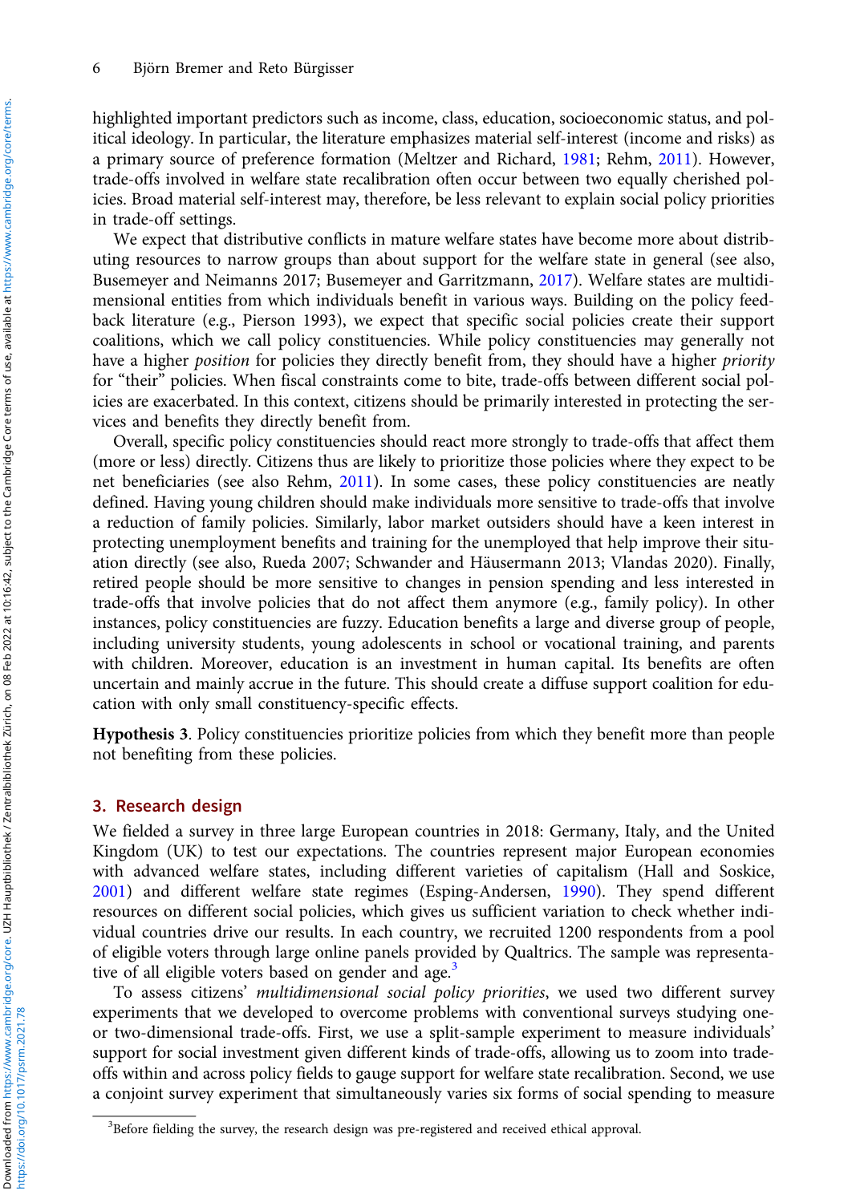highlighted important predictors such as income, class, education, socioeconomic status, and political ideology. In particular, the literature emphasizes material self-interest (income and risks) as a primary source of preference formation (Meltzer and Richard, 1981; Rehm, 2011). However, trade-offs involved in welfare state recalibration often occur between two equally cherished policies. Broad material self-interest may, therefore, be less relevant to explain social policy priorities in trade-off settings.

We expect that distributive conflicts in mature welfare states have become more about distributing resources to narrow groups than about support for the welfare state in general (see also, Busemeyer and Neimanns 2017; Busemeyer and Garritzmann, 2017). Welfare states are multidimensional entities from which individuals benefit in various ways. Building on the policy feedback literature (e.g., Pierson 1993), we expect that specific social policies create their support coalitions, which we call policy constituencies. While policy constituencies may generally not have a higher *position* for policies they directly benefit from, they should have a higher *priority* for "their" policies. When fiscal constraints come to bite, trade-offs between different social policies are exacerbated. In this context, citizens should be primarily interested in protecting the services and benefits they directly benefit from.

Overall, specific policy constituencies should react more strongly to trade-offs that affect them (more or less) directly. Citizens thus are likely to prioritize those policies where they expect to be net beneficiaries (see also Rehm, 2011). In some cases, these policy constituencies are neatly defined. Having young children should make individuals more sensitive to trade-offs that involve a reduction of family policies. Similarly, labor market outsiders should have a keen interest in protecting unemployment benefits and training for the unemployed that help improve their situation directly (see also, Rueda 2007; Schwander and Häusermann 2013; Vlandas 2020). Finally, retired people should be more sensitive to changes in pension spending and less interested in trade-offs that involve policies that do not affect them anymore (e.g., family policy). In other instances, policy constituencies are fuzzy. Education benefits a large and diverse group of people, including university students, young adolescents in school or vocational training, and parents with children. Moreover, education is an investment in human capital. Its benefits are often uncertain and mainly accrue in the future. This should create a diffuse support coalition for education with only small constituency-specific effects.

**Hypothesis 3**. Policy constituencies prioritize policies from which they benefit more than people not benefiting from these policies.

## 3. Research design

We fielded a survey in three large European countries in 2018: Germany, Italy, and the United Kingdom (UK) to test our expectations. The countries represent major European economies with advanced welfare states, including different varieties of capitalism (Hall and Soskice, 2001) and different welfare state regimes (Esping-Andersen, 1990). They spend different resources on different social policies, which gives us sufficient variation to check whether individual countries drive our results. In each country, we recruited 1200 respondents from a pool of eligible voters through large online panels provided by Qualtrics. The sample was representative of all eligible voters based on gender and age.[3]

To assess citizens' *multidimensional social policy priorities*, we used two different survey experiments that we developed to overcome problems with conventional surveys studying one- or two-dimensional trade-offs. First, we use a split-sample experiment to measure individuals' support for social investment given different kinds of trade-offs, allowing us to zoom into trade-offs within and across policy fields to gauge support for welfare state recalibration. Second, we use a conjoint survey experiment that simultaneously varies six forms of social spending to measure

[3]Before fielding the survey, the research design was pre-registered and received ethical approval.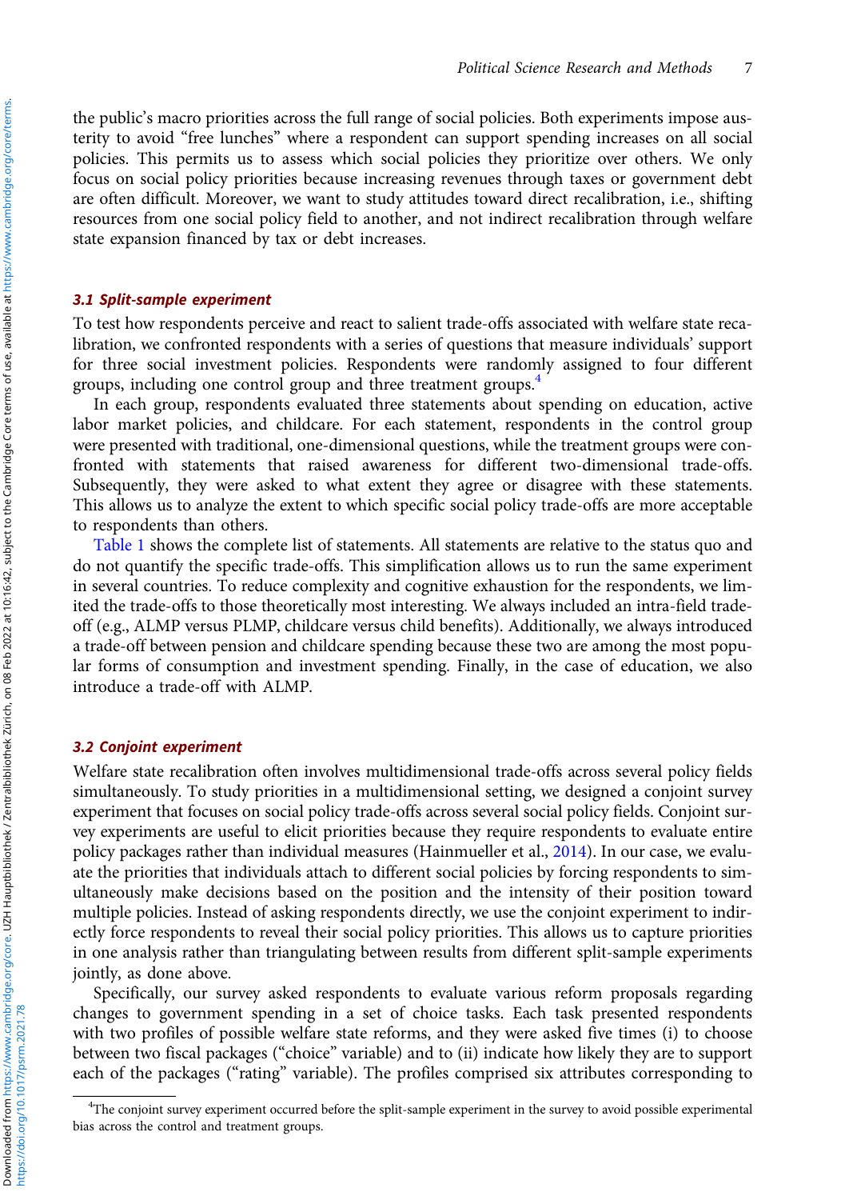the public's macro priorities across the full range of social policies. Both experiments impose austerity to avoid "free lunches" where a respondent can support spending increases on all social policies. This permits us to assess which social policies they prioritize over others. We only focus on social policy priorities because increasing revenues through taxes or government debt are often difficult. Moreover, we want to study attitudes toward direct recalibration, i.e., shifting resources from one social policy field to another, and not indirect recalibration through welfare state expansion financed by tax or debt increases.

### 3.1 Split-sample experiment

To test how respondents perceive and react to salient trade-offs associated with welfare state recalibration, we confronted respondents with a series of questions that measure individuals' support for three social investment policies. Respondents were randomly assigned to four different groups, including one control group and three treatment groups.[4]

In each group, respondents evaluated three statements about spending on education, active labor market policies, and childcare. For each statement, respondents in the control group were presented with traditional, one-dimensional questions, while the treatment groups were confronted with statements that raised awareness for different two-dimensional trade-offs. Subsequently, they were asked to what extent they agree or disagree with these statements. This allows us to analyze the extent to which specific social policy trade-offs are more acceptable to respondents than others.

Table 1 shows the complete list of statements. All statements are relative to the status quo and do not quantify the specific trade-offs. This simplification allows us to run the same experiment in several countries. To reduce complexity and cognitive exhaustion for the respondents, we limited the trade-offs to those theoretically most interesting. We always included an intra-field trade-off (e.g., ALMP versus PLMP, childcare versus child benefits). Additionally, we always introduced a trade-off between pension and childcare spending because these two are among the most popular forms of consumption and investment spending. Finally, in the case of education, we also introduce a trade-off with ALMP.

### 3.2 Conjoint experiment

Welfare state recalibration often involves multidimensional trade-offs across several policy fields simultaneously. To study priorities in a multidimensional setting, we designed a conjoint survey experiment that focuses on social policy trade-offs across several social policy fields. Conjoint survey experiments are useful to elicit priorities because they require respondents to evaluate entire policy packages rather than individual measures (Hainmueller et al., 2014). In our case, we evaluate the priorities that individuals attach to different social policies by forcing respondents to simultaneously make decisions based on the position and the intensity of their position toward multiple policies. Instead of asking respondents directly, we use the conjoint experiment to indirectly force respondents to reveal their social policy priorities. This allows us to capture priorities in one analysis rather than triangulating between results from different split-sample experiments jointly, as done above.

Specifically, our survey asked respondents to evaluate various reform proposals regarding changes to government spending in a set of choice tasks. Each task presented respondents with two profiles of possible welfare state reforms, and they were asked five times (i) to choose between two fiscal packages ("choice" variable) and to (ii) indicate how likely they are to support each of the packages ("rating" variable). The profiles comprised six attributes corresponding to

[4]The conjoint survey experiment occurred before the split-sample experiment in the survey to avoid possible experimental bias across the control and treatment groups.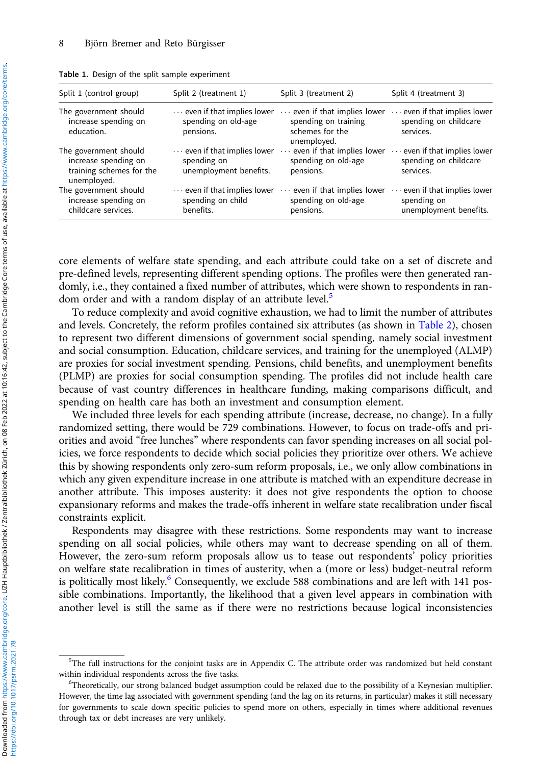Table 1. Design of the split sample experiment

| Split 1 (control group) | Split 2 (treatment 1) | Split 3 (treatment 2) | Split 4 (treatment 3) |
|---|---|---|---|
| The government should increase spending on education. | ··· even if that implies lower spending on old-age pensions. | ··· even if that implies lower spending on training schemes for the unemployed. | ··· even if that implies lower spending on childcare services. |
| The government should increase spending on training schemes for the unemployed. | ··· even if that implies lower spending on unemployment benefits. | ··· even if that implies lower spending on old-age pensions. | ··· even if that implies lower spending on childcare services. |
| The government should increase spending on childcare services. | ··· even if that implies lower spending on child benefits. | ··· even if that implies lower spending on old-age pensions. | ··· even if that implies lower spending on unemployment benefits. |

core elements of welfare state spending, and each attribute could take on a set of discrete and pre-defined levels, representing different spending options. The profiles were then generated randomly, i.e., they contained a fixed number of attributes, which were shown to respondents in random order and with a random display of an attribute level.[5]

To reduce complexity and avoid cognitive exhaustion, we had to limit the number of attributes and levels. Concretely, the reform profiles contained six attributes (as shown in Table 2), chosen to represent two different dimensions of government social spending, namely social investment and social consumption. Education, childcare services, and training for the unemployed (ALMP) are proxies for social investment spending. Pensions, child benefits, and unemployment benefits (PLMP) are proxies for social consumption spending. The profiles did not include health care because of vast country differences in healthcare funding, making comparisons difficult, and spending on health care has both an investment and consumption element.

We included three levels for each spending attribute (increase, decrease, no change). In a fully randomized setting, there would be 729 combinations. However, to focus on trade-offs and priorities and avoid "free lunches" where respondents can favor spending increases on all social policies, we force respondents to decide which social policies they prioritize over others. We achieve this by showing respondents only zero-sum reform proposals, i.e., we only allow combinations in which any given expenditure increase in one attribute is matched with an expenditure decrease in another attribute. This imposes austerity: it does not give respondents the option to choose expansionary reforms and makes the trade-offs inherent in welfare state recalibration under fiscal constraints explicit.

Respondents may disagree with these restrictions. Some respondents may want to increase spending on all social policies, while others may want to decrease spending on all of them. However, the zero-sum reform proposals allow us to tease out respondents' policy priorities on welfare state recalibration in times of austerity, when a (more or less) budget-neutral reform is politically most likely.[6] Consequently, we exclude 588 combinations and are left with 141 possible combinations. Importantly, the likelihood that a given level appears in combination with another level is still the same as if there were no restrictions because logical inconsistencies

[5]The full instructions for the conjoint tasks are in Appendix C. The attribute order was randomized but held constant within individual respondents across the five tasks.

[6]Theoretically, our strong balanced budget assumption could be relaxed due to the possibility of a Keynesian multiplier. However, the time lag associated with government spending (and the lag on its returns, in particular) makes it still necessary for governments to scale down specific policies to spend more on others, especially in times where additional revenues through tax or debt increases are very unlikely.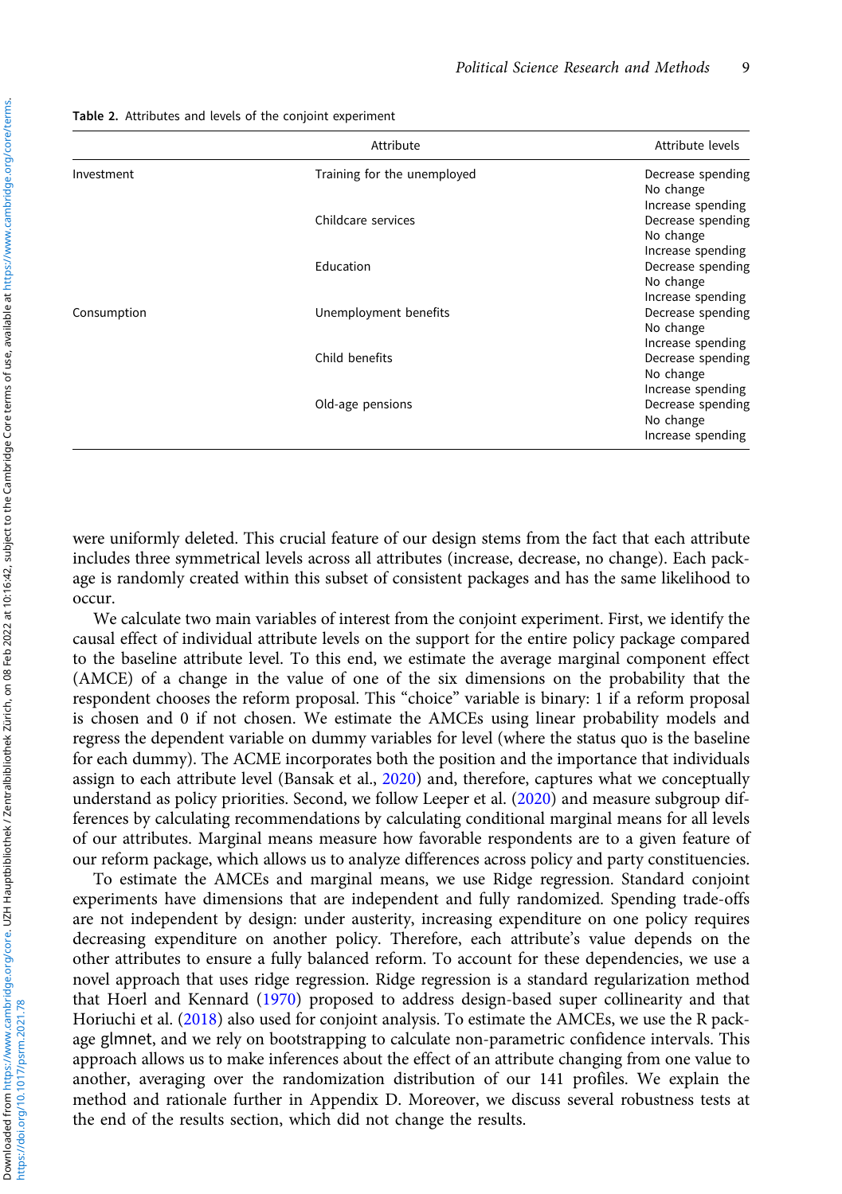Table 2. Attributes and levels of the conjoint experiment

| | Attribute | Attribute levels |
|---|---|---|
| Investment | Training for the unemployed | Decrease spending<br>No change<br>Increase spending |
| | Childcare services | Decrease spending<br>No change<br>Increase spending |
| | Education | Decrease spending<br>No change<br>Increase spending |
| Consumption | Unemployment benefits | Decrease spending<br>No change<br>Increase spending |
| | Child benefits | Decrease spending<br>No change<br>Increase spending |
| | Old-age pensions | Decrease spending<br>No change<br>Increase spending |

were uniformly deleted. This crucial feature of our design stems from the fact that each attribute includes three symmetrical levels across all attributes (increase, decrease, no change). Each package is randomly created within this subset of consistent packages and has the same likelihood to occur.

We calculate two main variables of interest from the conjoint experiment. First, we identify the causal effect of individual attribute levels on the support for the entire policy package compared to the baseline attribute level. To this end, we estimate the average marginal component effect (AMCE) of a change in the value of one of the six dimensions on the probability that the respondent chooses the reform proposal. This "choice" variable is binary: 1 if a reform proposal is chosen and 0 if not chosen. We estimate the AMCEs using linear probability models and regress the dependent variable on dummy variables for level (where the status quo is the baseline for each dummy). The ACME incorporates both the position and the importance that individuals assign to each attribute level (Bansak et al., 2020) and, therefore, captures what we conceptually understand as policy priorities. Second, we follow Leeper et al. (2020) and measure subgroup differences by calculating recommendations by calculating conditional marginal means for all levels of our attributes. Marginal means measure how favorable respondents are to a given feature of our reform package, which allows us to analyze differences across policy and party constituencies.

To estimate the AMCEs and marginal means, we use Ridge regression. Standard conjoint experiments have dimensions that are independent and fully randomized. Spending trade-offs are not independent by design: under austerity, increasing expenditure on one policy requires decreasing expenditure on another policy. Therefore, each attribute's value depends on the other attributes to ensure a fully balanced reform. To account for these dependencies, we use a novel approach that uses ridge regression. Ridge regression is a standard regularization method that Hoerl and Kennard (1970) proposed to address design-based super collinearity and that Horiuchi et al. (2018) also used for conjoint analysis. To estimate the AMCEs, we use the R package glmnet, and we rely on bootstrapping to calculate non-parametric confidence intervals. This approach allows us to make inferences about the effect of an attribute changing from one value to another, averaging over the randomization distribution of our 141 profiles. We explain the method and rationale further in Appendix D. Moreover, we discuss several robustness tests at the end of the results section, which did not change the results.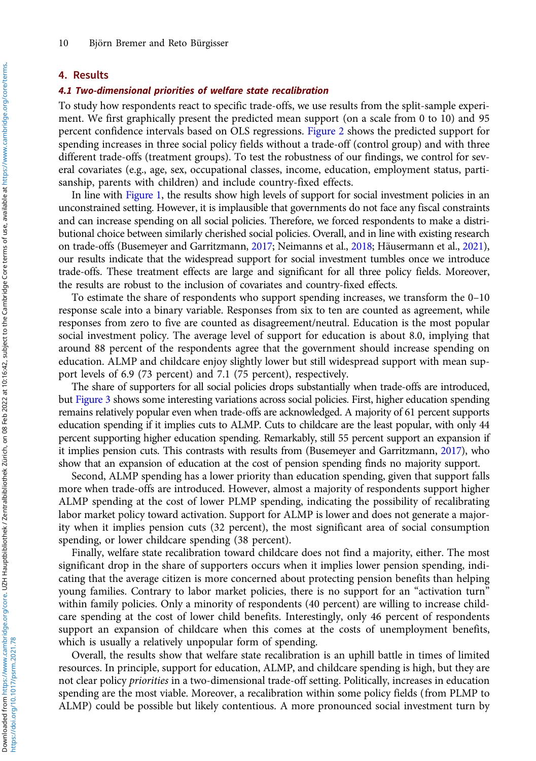## 4. Results

### *4.1 Two-dimensional priorities of welfare state recalibration*

To study how respondents react to specific trade-offs, we use results from the split-sample experiment. We first graphically present the predicted mean support (on a scale from 0 to 10) and 95 percent confidence intervals based on OLS regressions. Figure 2 shows the predicted support for spending increases in three social policy fields without a trade-off (control group) and with three different trade-offs (treatment groups). To test the robustness of our findings, we control for several covariates (e.g., age, sex, occupational classes, income, education, employment status, partisanship, parents with children) and include country-fixed effects.

In line with Figure 1, the results show high levels of support for social investment policies in an unconstrained setting. However, it is implausible that governments do not face any fiscal constraints and can increase spending on all social policies. Therefore, we forced respondents to make a distributional choice between similarly cherished social policies. Overall, and in line with existing research on trade-offs (Busemeyer and Garritzmann, 2017; Neimanns et al., 2018; Häusermann et al., 2021), our results indicate that the widespread support for social investment tumbles once we introduce trade-offs. These treatment effects are large and significant for all three policy fields. Moreover, the results are robust to the inclusion of covariates and country-fixed effects.

To estimate the share of respondents who support spending increases, we transform the 0–10 response scale into a binary variable. Responses from six to ten are counted as agreement, while responses from zero to five are counted as disagreement/neutral. Education is the most popular social investment policy. The average level of support for education is about 8.0, implying that around 88 percent of the respondents agree that the government should increase spending on education. ALMP and childcare enjoy slightly lower but still widespread support with mean support levels of 6.9 (73 percent) and 7.1 (75 percent), respectively.

The share of supporters for all social policies drops substantially when trade-offs are introduced, but Figure 3 shows some interesting variations across social policies. First, higher education spending remains relatively popular even when trade-offs are acknowledged. A majority of 61 percent supports education spending if it implies cuts to ALMP. Cuts to childcare are the least popular, with only 44 percent supporting higher education spending. Remarkably, still 55 percent support an expansion if it implies pension cuts. This contrasts with results from (Busemeyer and Garritzmann, 2017), who show that an expansion of education at the cost of pension spending finds no majority support.

Second, ALMP spending has a lower priority than education spending, given that support falls more when trade-offs are introduced. However, almost a majority of respondents support higher ALMP spending at the cost of lower PLMP spending, indicating the possibility of recalibrating labor market policy toward activation. Support for ALMP is lower and does not generate a majority when it implies pension cuts (32 percent), the most significant area of social consumption spending, or lower childcare spending (38 percent).

Finally, welfare state recalibration toward childcare does not find a majority, either. The most significant drop in the share of supporters occurs when it implies lower pension spending, indicating that the average citizen is more concerned about protecting pension benefits than helping young families. Contrary to labor market policies, there is no support for an "activation turn" within family policies. Only a minority of respondents (40 percent) are willing to increase childcare spending at the cost of lower child benefits. Interestingly, only 46 percent of respondents support an expansion of childcare when this comes at the costs of unemployment benefits, which is usually a relatively unpopular form of spending.

Overall, the results show that welfare state recalibration is an uphill battle in times of limited resources. In principle, support for education, ALMP, and childcare spending is high, but they are not clear policy *priorities* in a two-dimensional trade-off setting. Politically, increases in education spending are the most viable. Moreover, a recalibration within some policy fields (from PLMP to ALMP) could be possible but likely contentious. A more pronounced social investment turn by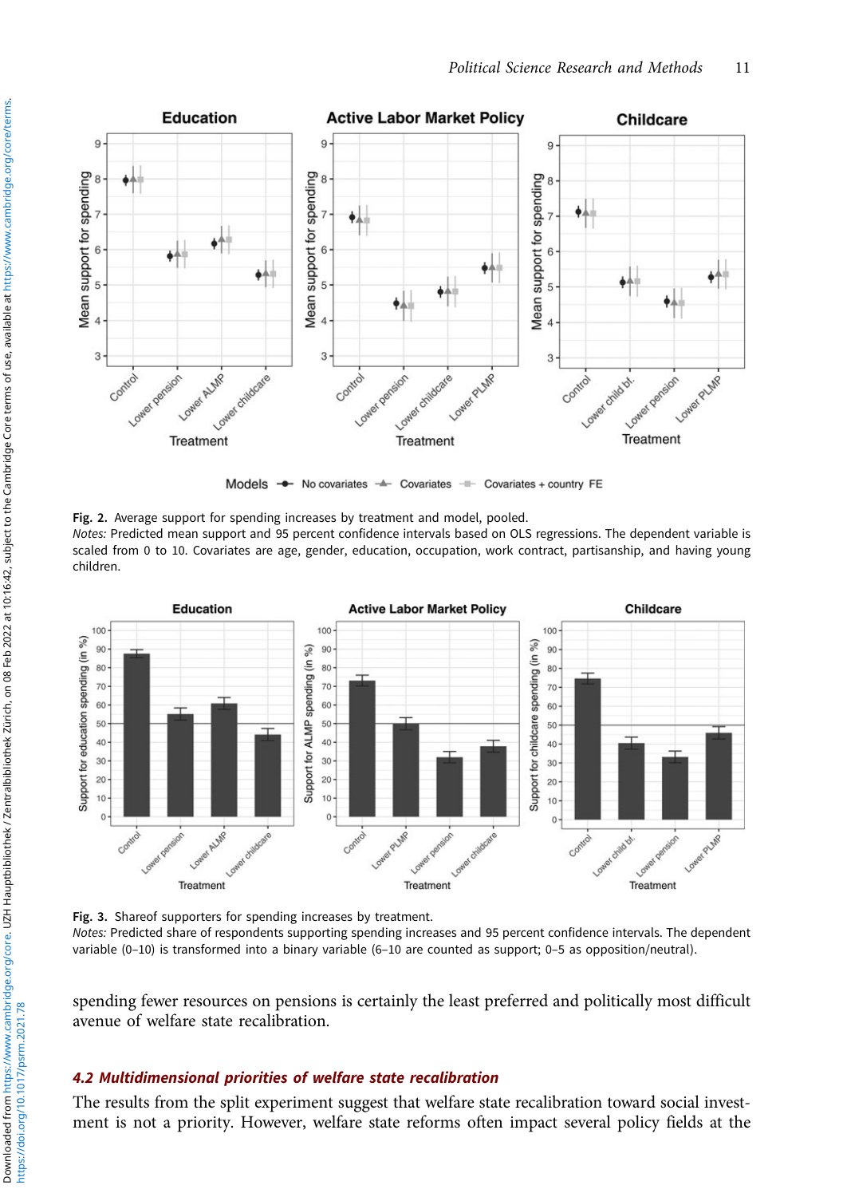**Fig. 2.** Average support for spending increases by treatment and model, pooled.
*Notes:* Predicted mean support and 95 percent confidence intervals based on OLS regressions. The dependent variable is scaled from 0 to 10. Covariates are age, gender, education, occupation, work contract, partisanship, and having young children.

**Fig. 3.** Shareof supporters for spending increases by treatment.
*Notes:* Predicted share of respondents supporting spending increases and 95 percent confidence intervals. The dependent variable (0–10) is transformed into a binary variable (6–10 are counted as support; 0–5 as opposition/neutral).

spending fewer resources on pensions is certainly the least preferred and politically most difficult avenue of welfare state recalibration.

### 4.2 Multidimensional priorities of welfare state recalibration

The results from the split experiment suggest that welfare state recalibration toward social investment is not a priority. However, welfare state reforms often impact several policy fields at the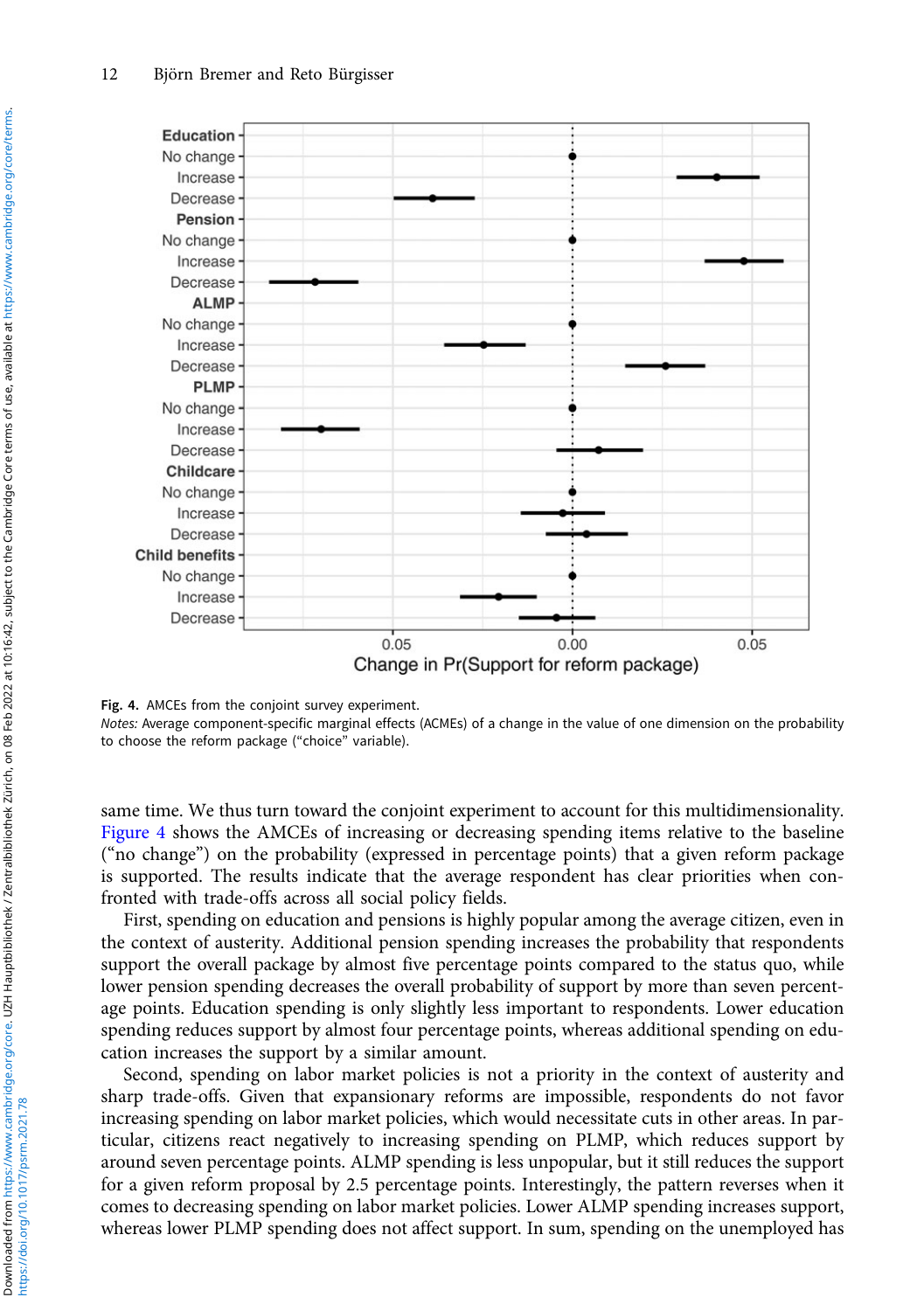**Fig. 4.** AMCEs from the conjoint survey experiment.

*Notes:* Average component-specific marginal effects (ACMEs) of a change in the value of one dimension on the probability to choose the reform package ("choice" variable).

same time. We thus turn toward the conjoint experiment to account for this multidimensionality. Figure 4 shows the AMCEs of increasing or decreasing spending items relative to the baseline ("no change") on the probability (expressed in percentage points) that a given reform package is supported. The results indicate that the average respondent has clear priorities when confronted with trade-offs across all social policy fields.

First, spending on education and pensions is highly popular among the average citizen, even in the context of austerity. Additional pension spending increases the probability that respondents support the overall package by almost five percentage points compared to the status quo, while lower pension spending decreases the overall probability of support by more than seven percentage points. Education spending is only slightly less important to respondents. Lower education spending reduces support by almost four percentage points, whereas additional spending on education increases the support by a similar amount.

Second, spending on labor market policies is not a priority in the context of austerity and sharp trade-offs. Given that expansionary reforms are impossible, respondents do not favor increasing spending on labor market policies, which would necessitate cuts in other areas. In particular, citizens react negatively to increasing spending on PLMP, which reduces support by around seven percentage points. ALMP spending is less unpopular, but it still reduces the support for a given reform proposal by 2.5 percentage points. Interestingly, the pattern reverses when it comes to decreasing spending on labor market policies. Lower ALMP spending increases support, whereas lower PLMP spending does not affect support. In sum, spending on the unemployed has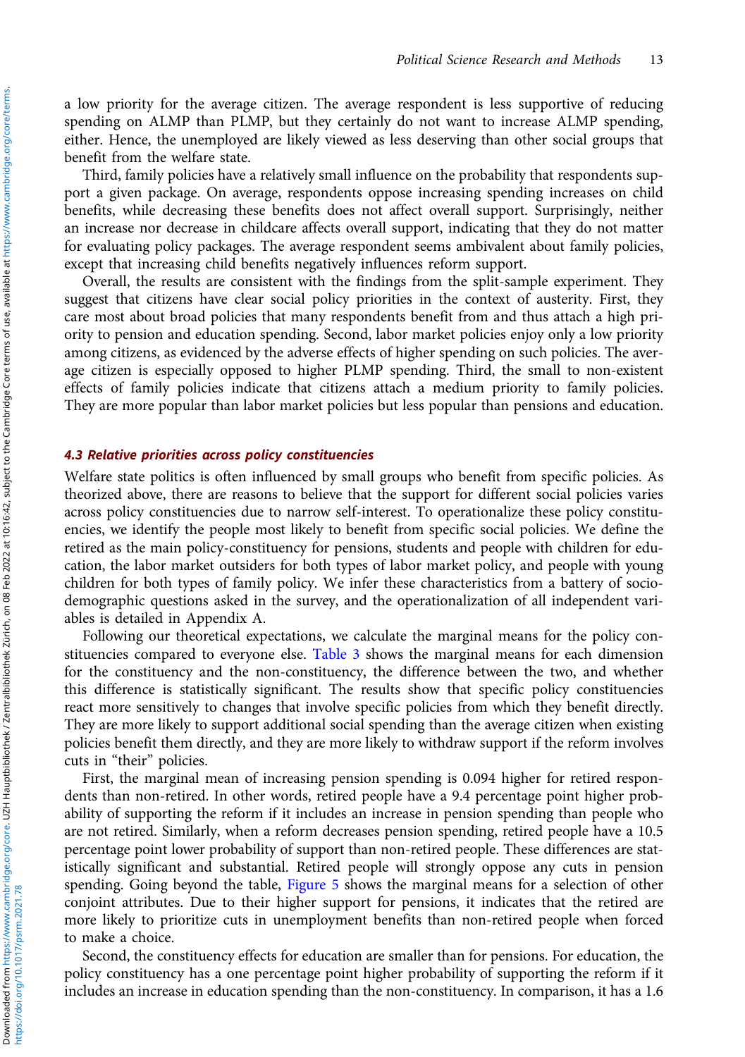a low priority for the average citizen. The average respondent is less supportive of reducing spending on ALMP than PLMP, but they certainly do not want to increase ALMP spending, either. Hence, the unemployed are likely viewed as less deserving than other social groups that benefit from the welfare state.

Third, family policies have a relatively small influence on the probability that respondents support a given package. On average, respondents oppose increasing spending increases on child benefits, while decreasing these benefits does not affect overall support. Surprisingly, neither an increase nor decrease in childcare affects overall support, indicating that they do not matter for evaluating policy packages. The average respondent seems ambivalent about family policies, except that increasing child benefits negatively influences reform support.

Overall, the results are consistent with the findings from the split-sample experiment. They suggest that citizens have clear social policy priorities in the context of austerity. First, they care most about broad policies that many respondents benefit from and thus attach a high priority to pension and education spending. Second, labor market policies enjoy only a low priority among citizens, as evidenced by the adverse effects of higher spending on such policies. The average citizen is especially opposed to higher PLMP spending. Third, the small to non-existent effects of family policies indicate that citizens attach a medium priority to family policies. They are more popular than labor market policies but less popular than pensions and education.

### 4.3 Relative priorities across policy constituencies

Welfare state politics is often influenced by small groups who benefit from specific policies. As theorized above, there are reasons to believe that the support for different social policies varies across policy constituencies due to narrow self-interest. To operationalize these policy constituencies, we identify the people most likely to benefit from specific social policies. We define the retired as the main policy-constituency for pensions, students and people with children for education, the labor market outsiders for both types of labor market policy, and people with young children for both types of family policy. We infer these characteristics from a battery of socio-demographic questions asked in the survey, and the operationalization of all independent variables is detailed in Appendix A.

Following our theoretical expectations, we calculate the marginal means for the policy constituencies compared to everyone else. Table 3 shows the marginal means for each dimension for the constituency and the non-constituency, the difference between the two, and whether this difference is statistically significant. The results show that specific policy constituencies react more sensitively to changes that involve specific policies from which they benefit directly. They are more likely to support additional social spending than the average citizen when existing policies benefit them directly, and they are more likely to withdraw support if the reform involves cuts in "their" policies.

First, the marginal mean of increasing pension spending is 0.094 higher for retired respondents than non-retired. In other words, retired people have a 9.4 percentage point higher probability of supporting the reform if it includes an increase in pension spending than people who are not retired. Similarly, when a reform decreases pension spending, retired people have a 10.5 percentage point lower probability of support than non-retired people. These differences are statistically significant and substantial. Retired people will strongly oppose any cuts in pension spending. Going beyond the table, Figure 5 shows the marginal means for a selection of other conjoint attributes. Due to their higher support for pensions, it indicates that the retired are more likely to prioritize cuts in unemployment benefits than non-retired people when forced to make a choice.

Second, the constituency effects for education are smaller than for pensions. For education, the policy constituency has a one percentage point higher probability of supporting the reform if it includes an increase in education spending than the non-constituency. In comparison, it has a 1.6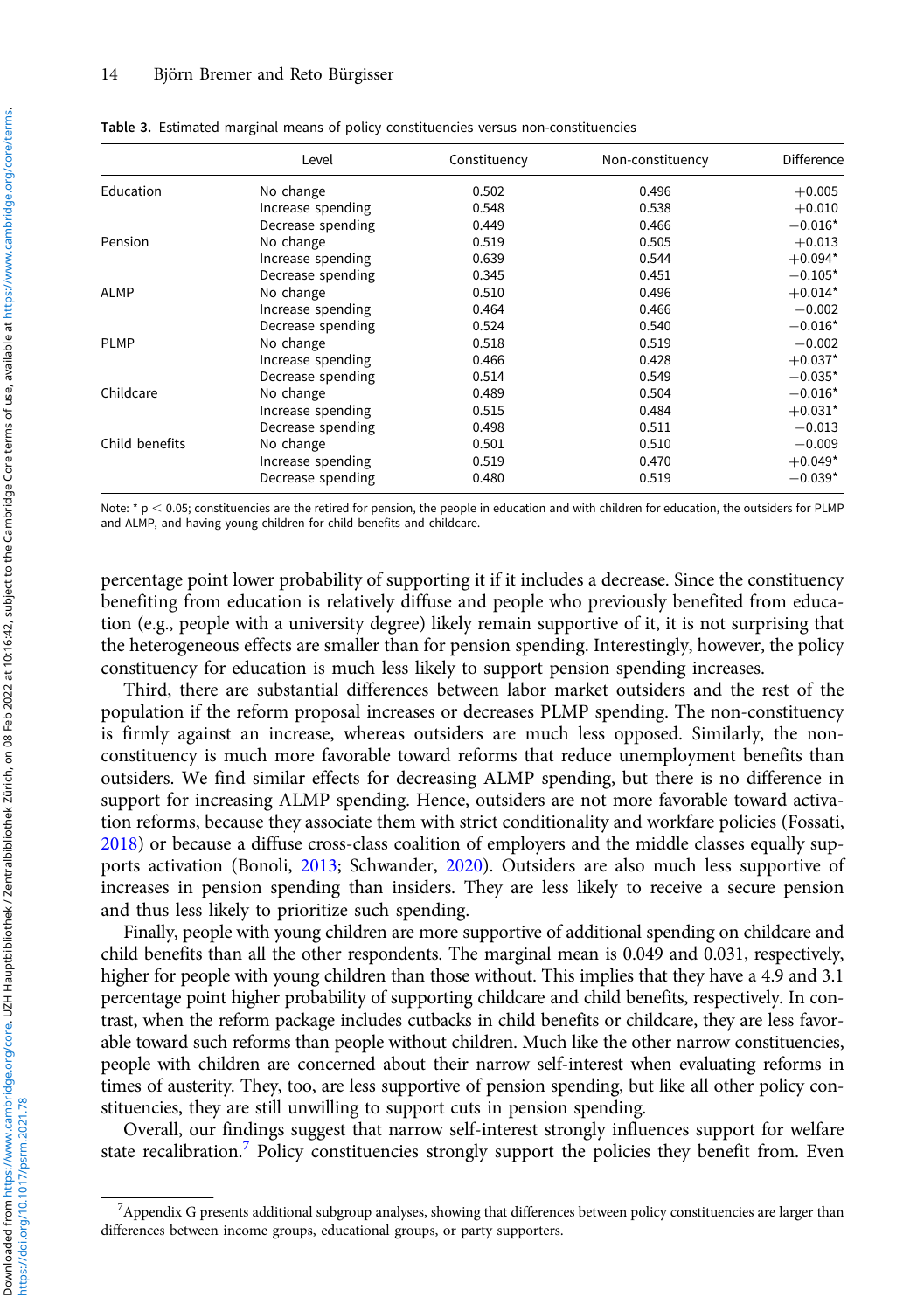**Table 3.** Estimated marginal means of policy constituencies versus non-constituencies

| | Level | Constituency | Non-constituency | Difference |
|---|---|---|---|---|
| Education | No change | 0.502 | 0.496 | +0.005 |
| | Increase spending | 0.548 | 0.538 | +0.010 |
| | Decrease spending | 0.449 | 0.466 | −0.016* |
| Pension | No change | 0.519 | 0.505 | +0.013 |
| | Increase spending | 0.639 | 0.544 | +0.094* |
| | Decrease spending | 0.345 | 0.451 | −0.105* |
| ALMP | No change | 0.510 | 0.496 | +0.014* |
| | Increase spending | 0.464 | 0.466 | −0.002 |
| | Decrease spending | 0.524 | 0.540 | −0.016* |
| PLMP | No change | 0.518 | 0.519 | −0.002 |
| | Increase spending | 0.466 | 0.428 | +0.037* |
| | Decrease spending | 0.514 | 0.549 | −0.035* |
| Childcare | No change | 0.489 | 0.504 | −0.016* |
| | Increase spending | 0.515 | 0.484 | +0.031* |
| | Decrease spending | 0.498 | 0.511 | −0.013 |
| Child benefits | No change | 0.501 | 0.510 | −0.009 |
| | Increase spending | 0.519 | 0.470 | +0.049* |
| | Decrease spending | 0.480 | 0.519 | −0.039* |

Note: * $p < 0.05$; constituencies are the retired for pension, the people in education and with children for education, the outsiders for PLMP and ALMP, and having young children for child benefits and childcare.

percentage point lower probability of supporting it if it includes a decrease. Since the constituency benefiting from education is relatively diffuse and people who previously benefited from education (e.g., people with a university degree) likely remain supportive of it, it is not surprising that the heterogeneous effects are smaller than for pension spending. Interestingly, however, the policy constituency for education is much less likely to support pension spending increases.

Third, there are substantial differences between labor market outsiders and the rest of the population if the reform proposal increases or decreases PLMP spending. The non-constituency is firmly against an increase, whereas outsiders are much less opposed. Similarly, the non-constituency is much more favorable toward reforms that reduce unemployment benefits than outsiders. We find similar effects for decreasing ALMP spending, but there is no difference in support for increasing ALMP spending. Hence, outsiders are not more favorable toward activation reforms, because they associate them with strict conditionality and workfare policies (Fossati, 2018) or because a diffuse cross-class coalition of employers and the middle classes equally supports activation (Bonoli, 2013; Schwander, 2020). Outsiders are also much less supportive of increases in pension spending than insiders. They are less likely to receive a secure pension and thus less likely to prioritize such spending.

Finally, people with young children are more supportive of additional spending on childcare and child benefits than all the other respondents. The marginal mean is 0.049 and 0.031, respectively, higher for people with young children than those without. This implies that they have a 4.9 and 3.1 percentage point higher probability of supporting childcare and child benefits, respectively. In contrast, when the reform package includes cutbacks in child benefits or childcare, they are less favorable toward such reforms than people without children. Much like the other narrow constituencies, people with children are concerned about their narrow self-interest when evaluating reforms in times of austerity. They, too, are less supportive of pension spending, but like all other policy constituencies, they are still unwilling to support cuts in pension spending.

Overall, our findings suggest that narrow self-interest strongly influences support for welfare state recalibration.[7] Policy constituencies strongly support the policies they benefit from. Even

[7] Appendix G presents additional subgroup analyses, showing that differences between policy constituencies are larger than differences between income groups, educational groups, or party supporters.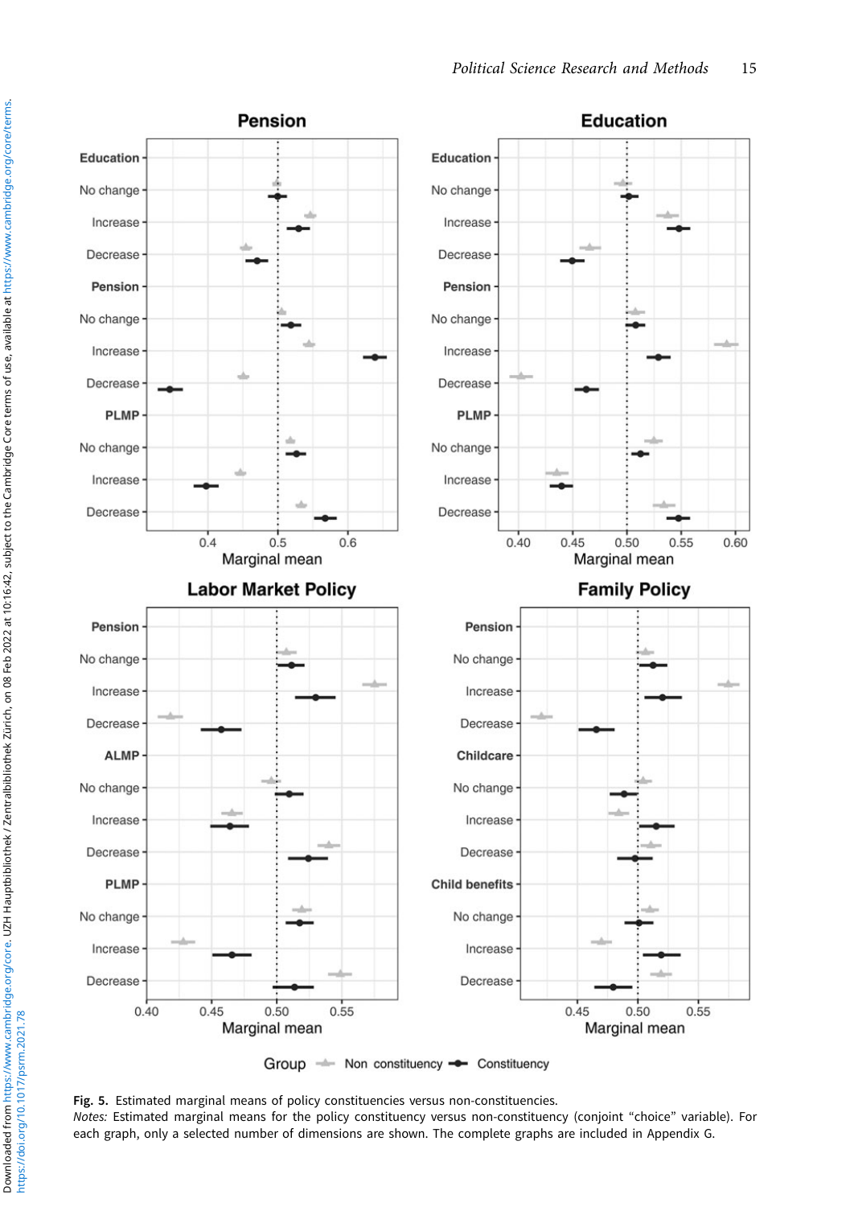**Fig. 5.** Estimated marginal means of policy constituencies versus non-constituencies.

*Notes:* Estimated marginal means for the policy constituency versus non-constituency (conjoint "choice" variable). For each graph, only a selected number of dimensions are shown. The complete graphs are included in Appendix G.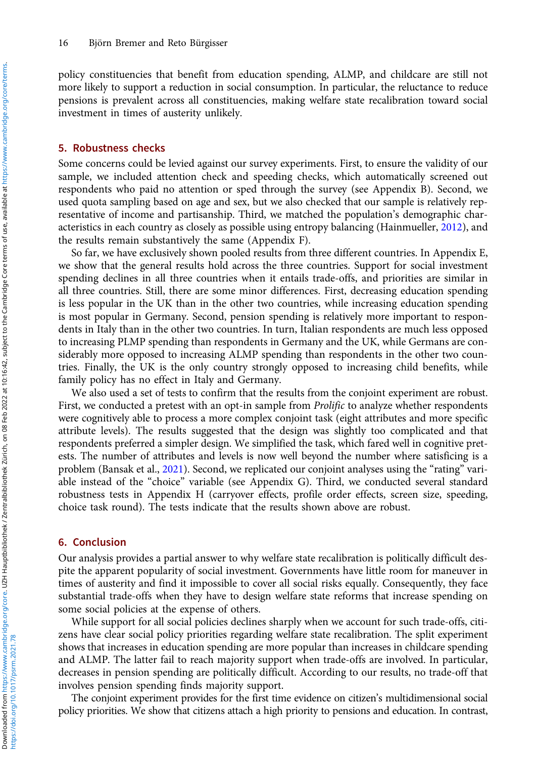policy constituencies that benefit from education spending, ALMP, and childcare are still not more likely to support a reduction in social consumption. In particular, the reluctance to reduce pensions is prevalent across all constituencies, making welfare state recalibration toward social investment in times of austerity unlikely.

## 5. Robustness checks

Some concerns could be levied against our survey experiments. First, to ensure the validity of our sample, we included attention check and speeding checks, which automatically screened out respondents who paid no attention or sped through the survey (see Appendix B). Second, we used quota sampling based on age and sex, but we also checked that our sample is relatively representative of income and partisanship. Third, we matched the population's demographic characteristics in each country as closely as possible using entropy balancing (Hainmueller, 2012), and the results remain substantively the same (Appendix F).

So far, we have exclusively shown pooled results from three different countries. In Appendix E, we show that the general results hold across the three countries. Support for social investment spending declines in all three countries when it entails trade-offs, and priorities are similar in all three countries. Still, there are some minor differences. First, decreasing education spending is less popular in the UK than in the other two countries, while increasing education spending is most popular in Germany. Second, pension spending is relatively more important to respondents in Italy than in the other two countries. In turn, Italian respondents are much less opposed to increasing PLMP spending than respondents in Germany and the UK, while Germans are considerably more opposed to increasing ALMP spending than respondents in the other two countries. Finally, the UK is the only country strongly opposed to increasing child benefits, while family policy has no effect in Italy and Germany.

We also used a set of tests to confirm that the results from the conjoint experiment are robust. First, we conducted a pretest with an opt-in sample from *Prolific* to analyze whether respondents were cognitively able to process a more complex conjoint task (eight attributes and more specific attribute levels). The results suggested that the design was slightly too complicated and that respondents preferred a simpler design. We simplified the task, which fared well in cognitive pretests. The number of attributes and levels is now well beyond the number where satisficing is a problem (Bansak et al., 2021). Second, we replicated our conjoint analyses using the "rating" variable instead of the "choice" variable (see Appendix G). Third, we conducted several standard robustness tests in Appendix H (carryover effects, profile order effects, screen size, speeding, choice task round). The tests indicate that the results shown above are robust.

## 6. Conclusion

Our analysis provides a partial answer to why welfare state recalibration is politically difficult despite the apparent popularity of social investment. Governments have little room for maneuver in times of austerity and find it impossible to cover all social risks equally. Consequently, they face substantial trade-offs when they have to design welfare state reforms that increase spending on some social policies at the expense of others.

While support for all social policies declines sharply when we account for such trade-offs, citizens have clear social policy priorities regarding welfare state recalibration. The split experiment shows that increases in education spending are more popular than increases in childcare spending and ALMP. The latter fail to reach majority support when trade-offs are involved. In particular, decreases in pension spending are politically difficult. According to our results, no trade-off that involves pension spending finds majority support.

The conjoint experiment provides for the first time evidence on citizen's multidimensional social policy priorities. We show that citizens attach a high priority to pensions and education. In contrast,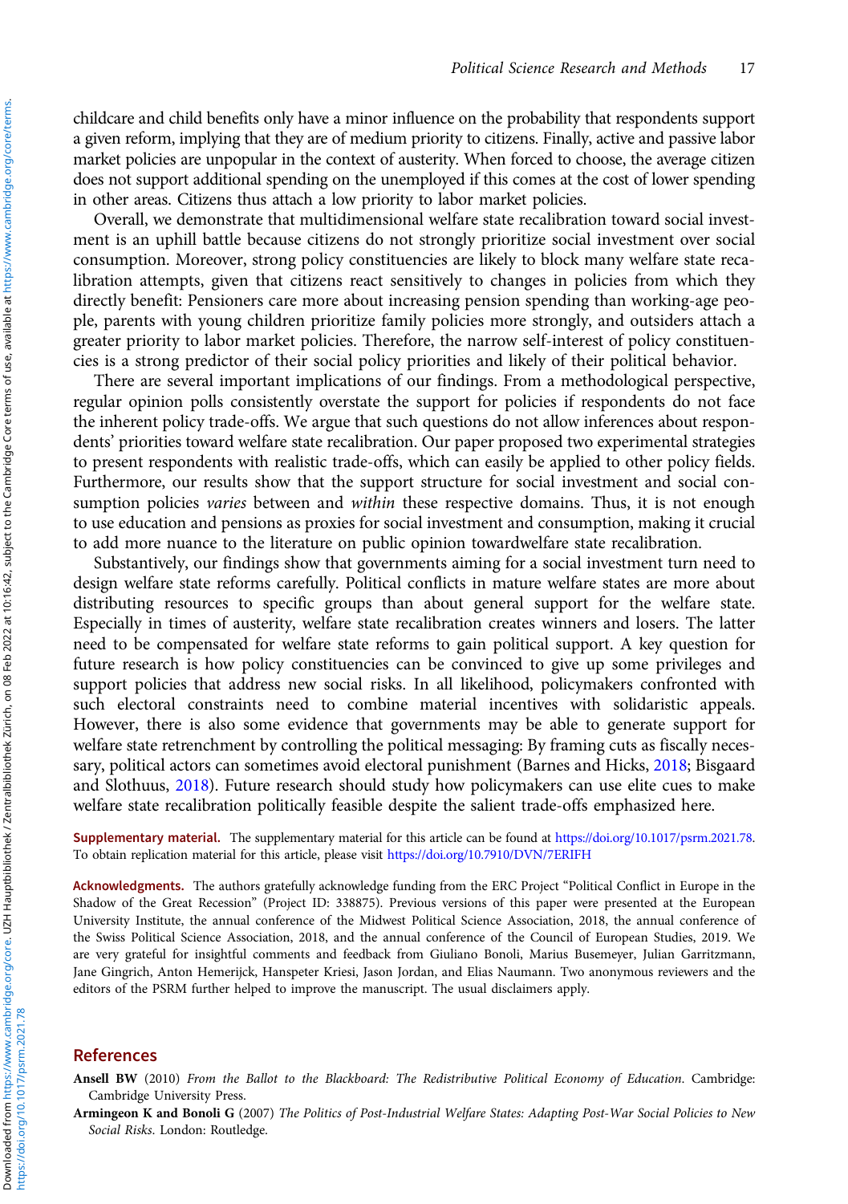childcare and child benefits only have a minor influence on the probability that respondents support a given reform, implying that they are of medium priority to citizens. Finally, active and passive labor market policies are unpopular in the context of austerity. When forced to choose, the average citizen does not support additional spending on the unemployed if this comes at the cost of lower spending in other areas. Citizens thus attach a low priority to labor market policies.

Overall, we demonstrate that multidimensional welfare state recalibration toward social investment is an uphill battle because citizens do not strongly prioritize social investment over social consumption. Moreover, strong policy constituencies are likely to block many welfare state recalibration attempts, given that citizens react sensitively to changes in policies from which they directly benefit: Pensioners care more about increasing pension spending than working-age people, parents with young children prioritize family policies more strongly, and outsiders attach a greater priority to labor market policies. Therefore, the narrow self-interest of policy constituencies is a strong predictor of their social policy priorities and likely of their political behavior.

There are several important implications of our findings. From a methodological perspective, regular opinion polls consistently overstate the support for policies if respondents do not face the inherent policy trade-offs. We argue that such questions do not allow inferences about respondents' priorities toward welfare state recalibration. Our paper proposed two experimental strategies to present respondents with realistic trade-offs, which can easily be applied to other policy fields. Furthermore, our results show that the support structure for social investment and social consumption policies *varies* between and *within* these respective domains. Thus, it is not enough to use education and pensions as proxies for social investment and consumption, making it crucial to add more nuance to the literature on public opinion towardwelfare state recalibration.

Substantively, our findings show that governments aiming for a social investment turn need to design welfare state reforms carefully. Political conflicts in mature welfare states are more about distributing resources to specific groups than about general support for the welfare state. Especially in times of austerity, welfare state recalibration creates winners and losers. The latter need to be compensated for welfare state reforms to gain political support. A key question for future research is how policy constituencies can be convinced to give up some privileges and support policies that address new social risks. In all likelihood, policymakers confronted with such electoral constraints need to combine material incentives with solidaristic appeals. However, there is also some evidence that governments may be able to generate support for welfare state retrenchment by controlling the political messaging: By framing cuts as fiscally necessary, political actors can sometimes avoid electoral punishment (Barnes and Hicks, 2018; Bisgaard and Slothuus, 2018). Future research should study how policymakers can use elite cues to make welfare state recalibration politically feasible despite the salient trade-offs emphasized here.

**Supplementary material.** The supplementary material for this article can be found at https://doi.org/10.1017/psrm.2021.78. To obtain replication material for this article, please visit https://doi.org/10.7910/DVN/7ERIFH

**Acknowledgments.** The authors gratefully acknowledge funding from the ERC Project "Political Conflict in Europe in the Shadow of the Great Recession" (Project ID: 338875). Previous versions of this paper were presented at the European University Institute, the annual conference of the Midwest Political Science Association, 2018, the annual conference of the Swiss Political Science Association, 2018, and the annual conference of the Council of European Studies, 2019. We are very grateful for insightful comments and feedback from Giuliano Bonoli, Marius Busemeyer, Julian Garritzmann, Jane Gingrich, Anton Hemerijck, Hanspeter Kriesi, Jason Jordan, and Elias Naumann. Two anonymous reviewers and the editors of the PSRM further helped to improve the manuscript. The usual disclaimers apply.

## References

**Ansell BW** (2010) *From the Ballot to the Blackboard: The Redistributive Political Economy of Education*. Cambridge: Cambridge University Press.

**Armingeon K and Bonoli G** (2007) *The Politics of Post-Industrial Welfare States: Adapting Post-War Social Policies to New Social Risks*. London: Routledge.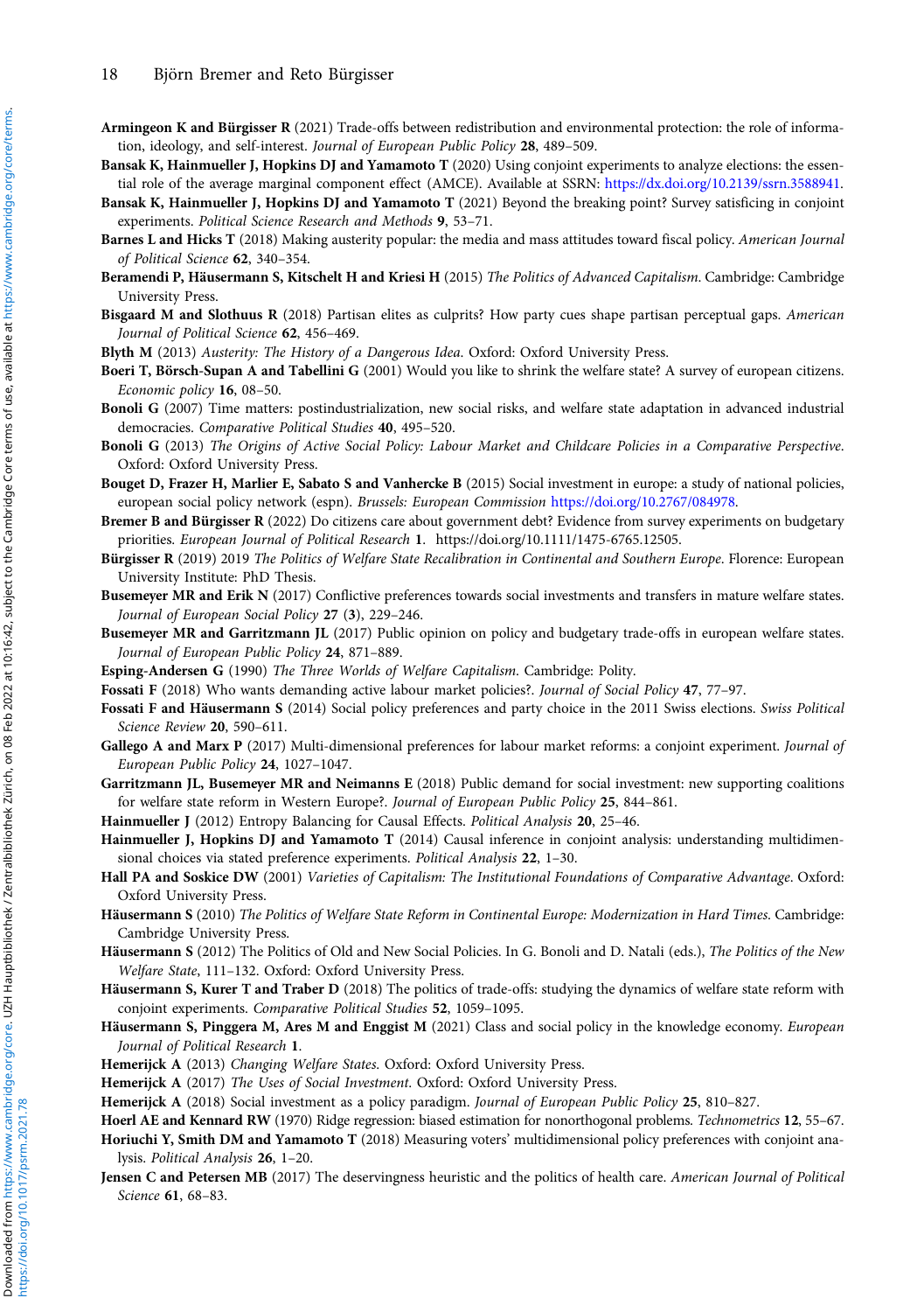**Armingeon K and Bürgisser R** (2021) Trade-offs between redistribution and environmental protection: the role of information, ideology, and self-interest. *Journal of European Public Policy* **28**, 489–509.

**Bansak K, Hainmueller J, Hopkins DJ and Yamamoto T** (2020) Using conjoint experiments to analyze elections: the essential role of the average marginal component effect (AMCE). Available at SSRN: https://dx.doi.org/10.2139/ssrn.3588941.

**Bansak K, Hainmueller J, Hopkins DJ and Yamamoto T** (2021) Beyond the breaking point? Survey satisficing in conjoint experiments. *Political Science Research and Methods* **9**, 53–71.

**Barnes L and Hicks T** (2018) Making austerity popular: the media and mass attitudes toward fiscal policy. *American Journal of Political Science* **62**, 340–354.

**Beramendi P, Häusermann S, Kitschelt H and Kriesi H** (2015) *The Politics of Advanced Capitalism*. Cambridge: Cambridge University Press.

**Bisgaard M and Slothuus R** (2018) Partisan elites as culprits? How party cues shape partisan perceptual gaps. *American Journal of Political Science* **62**, 456–469.

**Blyth M** (2013) *Austerity: The History of a Dangerous Idea*. Oxford: Oxford University Press.

**Boeri T, Börsch-Supan A and Tabellini G** (2001) Would you like to shrink the welfare state? A survey of european citizens. *Economic policy* **16**, 08–50.

**Bonoli G** (2007) Time matters: postindustrialization, new social risks, and welfare state adaptation in advanced industrial democracies. *Comparative Political Studies* **40**, 495–520.

**Bonoli G** (2013) *The Origins of Active Social Policy: Labour Market and Childcare Policies in a Comparative Perspective*. Oxford: Oxford University Press.

**Bouget D, Frazer H, Marlier E, Sabato S and Vanhercke B** (2015) Social investment in europe: a study of national policies, european social policy network (espn). *Brussels: European Commission* https://doi.org/10.2767/084978.

**Bremer B and Bürgisser R** (2022) Do citizens care about government debt? Evidence from survey experiments on budgetary priorities. *European Journal of Political Research* **1**. https://doi.org/10.1111/1475-6765.12505.

**Bürgisser R** (2019) 2019 *The Politics of Welfare State Recalibration in Continental and Southern Europe*. Florence: European University Institute: PhD Thesis.

**Busemeyer MR and Erik N** (2017) Conflictive preferences towards social investments and transfers in mature welfare states. *Journal of European Social Policy* **27** (**3**), 229–246.

**Busemeyer MR and Garritzmann JL** (2017) Public opinion on policy and budgetary trade-offs in european welfare states. *Journal of European Public Policy* **24**, 871–889.

**Esping-Andersen G** (1990) *The Three Worlds of Welfare Capitalism*. Cambridge: Polity.

**Fossati F** (2018) Who wants demanding active labour market policies?. *Journal of Social Policy* **47**, 77–97.

**Fossati F and Häusermann S** (2014) Social policy preferences and party choice in the 2011 Swiss elections. *Swiss Political Science Review* **20**, 590–611.

**Gallego A and Marx P** (2017) Multi-dimensional preferences for labour market reforms: a conjoint experiment. *Journal of European Public Policy* **24**, 1027–1047.

**Garritzmann JL, Busemeyer MR and Neimanns E** (2018) Public demand for social investment: new supporting coalitions for welfare state reform in Western Europe?. *Journal of European Public Policy* **25**, 844–861.

**Hainmueller J** (2012) Entropy Balancing for Causal Effects. *Political Analysis* **20**, 25–46.

**Hainmueller J, Hopkins DJ and Yamamoto T** (2014) Causal inference in conjoint analysis: understanding multidimensional choices via stated preference experiments. *Political Analysis* **22**, 1–30.

**Hall PA and Soskice DW** (2001) *Varieties of Capitalism: The Institutional Foundations of Comparative Advantage*. Oxford: Oxford University Press.

**Häusermann S** (2010) *The Politics of Welfare State Reform in Continental Europe: Modernization in Hard Times*. Cambridge: Cambridge University Press.

**Häusermann S** (2012) The Politics of Old and New Social Policies. In G. Bonoli and D. Natali (eds.), *The Politics of the New Welfare State*, 111–132. Oxford: Oxford University Press.

**Häusermann S, Kurer T and Traber D** (2018) The politics of trade-offs: studying the dynamics of welfare state reform with conjoint experiments. *Comparative Political Studies* **52**, 1059–1095.

**Häusermann S, Pinggera M, Ares M and Enggist M** (2021) Class and social policy in the knowledge economy. *European Journal of Political Research* **1**.

**Hemerijck A** (2013) *Changing Welfare States*. Oxford: Oxford University Press.

**Hemerijck A** (2017) *The Uses of Social Investment*. Oxford: Oxford University Press.

**Hemerijck A** (2018) Social investment as a policy paradigm. *Journal of European Public Policy* **25**, 810–827.

**Hoerl AE and Kennard RW** (1970) Ridge regression: biased estimation for nonorthogonal problems. *Technometrics* **12**, 55–67.

**Horiuchi Y, Smith DM and Yamamoto T** (2018) Measuring voters' multidimensional policy preferences with conjoint analysis. *Political Analysis* **26**, 1–20.

**Jensen C and Petersen MB** (2017) The deservingness heuristic and the politics of health care. *American Journal of Political Science* **61**, 68–83.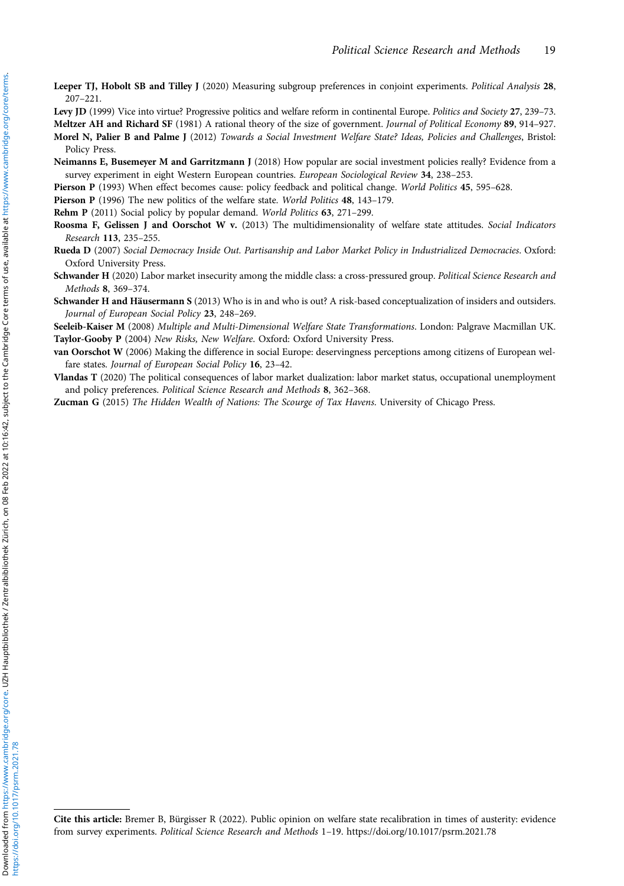**Leeper TJ, Hobolt SB and Tilley J** (2020) Measuring subgroup preferences in conjoint experiments. *Political Analysis* **28**, 207–221.

**Levy JD** (1999) Vice into virtue? Progressive politics and welfare reform in continental Europe. *Politics and Society* **27**, 239–73.

**Meltzer AH and Richard SF** (1981) A rational theory of the size of government. *Journal of Political Economy* **89**, 914–927.

**Morel N, Palier B and Palme J** (2012) *Towards a Social Investment Welfare State? Ideas, Policies and Challenges*, Bristol: Policy Press.

**Neimanns E, Busemeyer M and Garritzmann J** (2018) How popular are social investment policies really? Evidence from a survey experiment in eight Western European countries. *European Sociological Review* **34**, 238–253.

**Pierson P** (1993) When effect becomes cause: policy feedback and political change. *World Politics* **45**, 595–628.

**Pierson P** (1996) The new politics of the welfare state. *World Politics* **48**, 143–179.

**Rehm P** (2011) Social policy by popular demand. *World Politics* **63**, 271–299.

**Roosma F, Gelissen J and Oorschot W v.** (2013) The multidimensionality of welfare state attitudes. *Social Indicators Research* **113**, 235–255.

**Rueda D** (2007) *Social Democracy Inside Out. Partisanship and Labor Market Policy in Industrialized Democracies*. Oxford: Oxford University Press.

**Schwander H** (2020) Labor market insecurity among the middle class: a cross-pressured group. *Political Science Research and Methods* **8**, 369–374.

**Schwander H and Häusermann S** (2013) Who is in and who is out? A risk-based conceptualization of insiders and outsiders. *Journal of European Social Policy* **23**, 248–269.

**Seeleib-Kaiser M** (2008) *Multiple and Multi-Dimensional Welfare State Transformations*. London: Palgrave Macmillan UK.

**Taylor-Gooby P** (2004) *New Risks, New Welfare*. Oxford: Oxford University Press.

**van Oorschot W** (2006) Making the difference in social Europe: deservingness perceptions among citizens of European welfare states. *Journal of European Social Policy* **16**, 23–42.

**Vlandas T** (2020) The political consequences of labor market dualization: labor market status, occupational unemployment and policy preferences. *Political Science Research and Methods* **8**, 362–368.

**Zucman G** (2015) *The Hidden Wealth of Nations: The Scourge of Tax Havens*. University of Chicago Press.

---

**Cite this article:** Bremer B, Bürgisser R (2022). Public opinion on welfare state recalibration in times of austerity: evidence from survey experiments. *Political Science Research and Methods* 1–19. https://doi.org/10.1017/psrm.2021.78